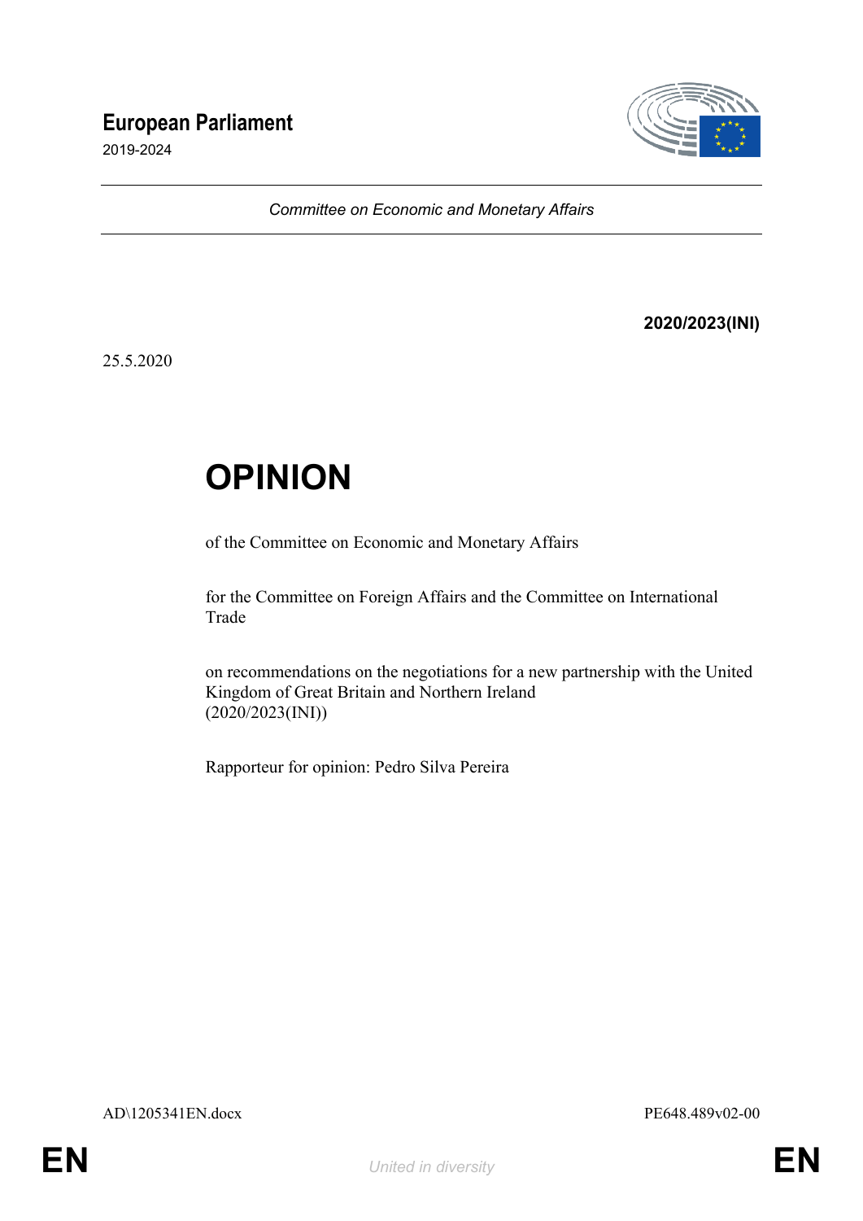# European Parliament

2019-2024

*Committee on Economic and Monetary Affairs*

**2020/2023(INI)**

25.5.2020

# OPINION

of the Committee on Economic and Monetary Affairs

for the Committee on Foreign Affairs and the Committee on International Trade

on recommendations on the negotiations for a new partnership with the United Kingdom of Great Britain and Northern Ireland
(2020/2023(INI))

Rapporteur for opinion: Pedro Silva Pereira

AD\1205341EN.docx PE648.489v02-00

EN *United in diversity* EN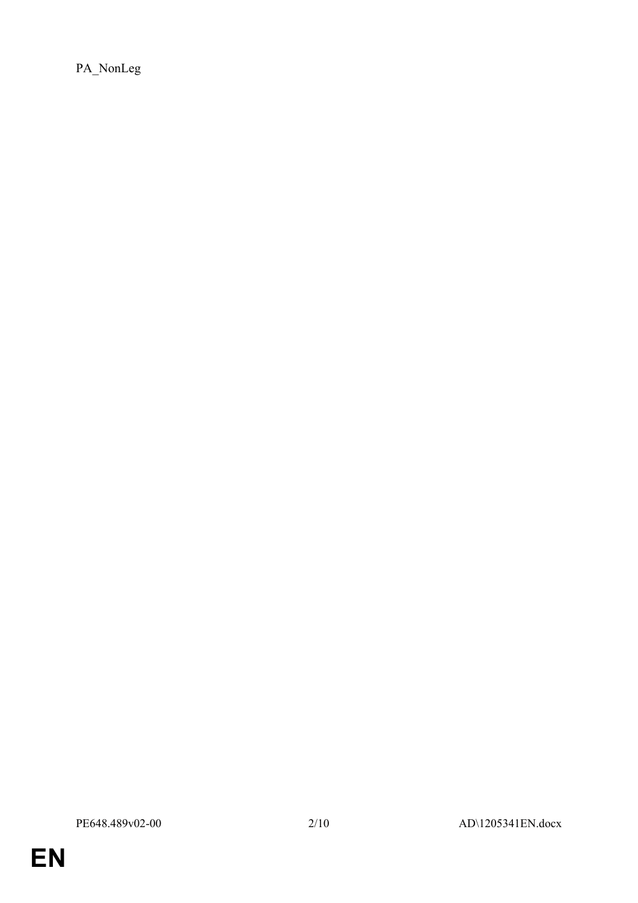PA_NonLeg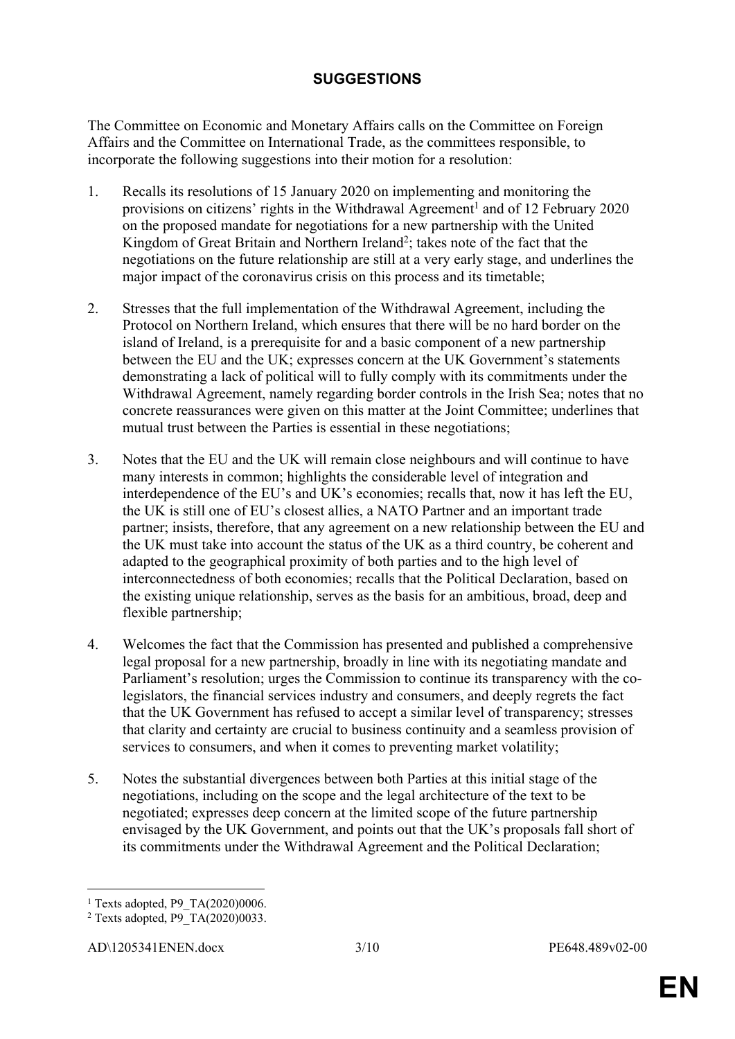## SUGGESTIONS

The Committee on Economic and Monetary Affairs calls on the Committee on Foreign Affairs and the Committee on International Trade, as the committees responsible, to incorporate the following suggestions into their motion for a resolution:

1. Recalls its resolutions of 15 January 2020 on implementing and monitoring the provisions on citizens' rights in the Withdrawal Agreement[1] and of 12 February 2020 on the proposed mandate for negotiations for a new partnership with the United Kingdom of Great Britain and Northern Ireland[2]; takes note of the fact that the negotiations on the future relationship are still at a very early stage, and underlines the major impact of the coronavirus crisis on this process and its timetable;

2. Stresses that the full implementation of the Withdrawal Agreement, including the Protocol on Northern Ireland, which ensures that there will be no hard border on the island of Ireland, is a prerequisite for and a basic component of a new partnership between the EU and the UK; expresses concern at the UK Government's statements demonstrating a lack of political will to fully comply with its commitments under the Withdrawal Agreement, namely regarding border controls in the Irish Sea; notes that no concrete reassurances were given on this matter at the Joint Committee; underlines that mutual trust between the Parties is essential in these negotiations;

3. Notes that the EU and the UK will remain close neighbours and will continue to have many interests in common; highlights the considerable level of integration and interdependence of the EU's and UK's economies; recalls that, now it has left the EU, the UK is still one of EU's closest allies, a NATO Partner and an important trade partner; insists, therefore, that any agreement on a new relationship between the EU and the UK must take into account the status of the UK as a third country, be coherent and adapted to the geographical proximity of both parties and to the high level of interconnectedness of both economies; recalls that the Political Declaration, based on the existing unique relationship, serves as the basis for an ambitious, broad, deep and flexible partnership;

4. Welcomes the fact that the Commission has presented and published a comprehensive legal proposal for a new partnership, broadly in line with its negotiating mandate and Parliament's resolution; urges the Commission to continue its transparency with the co-legislators, the financial services industry and consumers, and deeply regrets the fact that the UK Government has refused to accept a similar level of transparency; stresses that clarity and certainty are crucial to business continuity and a seamless provision of services to consumers, and when it comes to preventing market volatility;

5. Notes the substantial divergences between both Parties at this initial stage of the negotiations, including on the scope and the legal architecture of the text to be negotiated; expresses deep concern at the limited scope of the future partnership envisaged by the UK Government, and points out that the UK's proposals fall short of its commitments under the Withdrawal Agreement and the Political Declaration;

---

[1] Texts adopted, P9_TA(2020)0006.

[2] Texts adopted, P9_TA(2020)0033.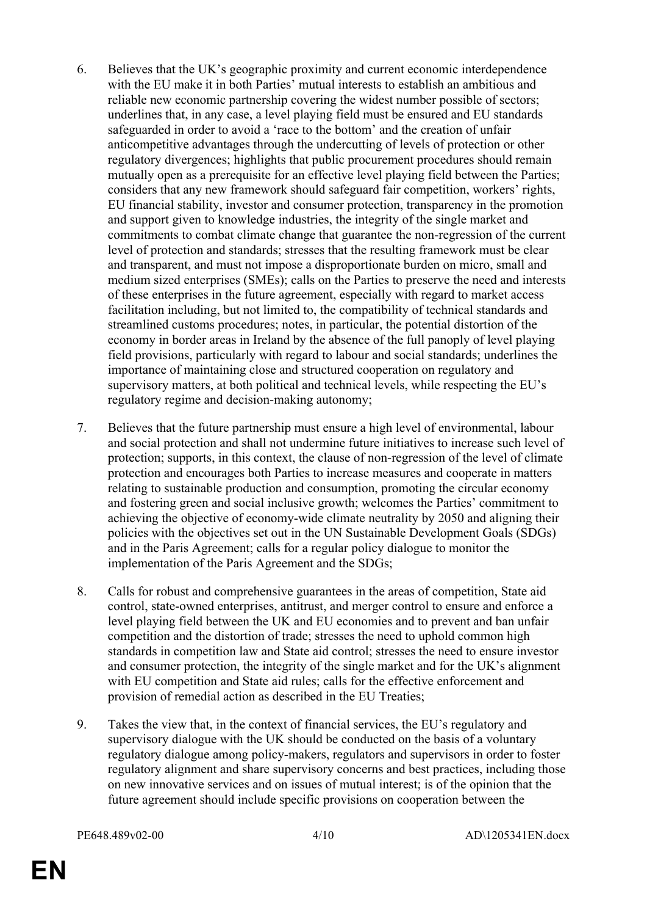6. Believes that the UK's geographic proximity and current economic interdependence with the EU make it in both Parties' mutual interests to establish an ambitious and reliable new economic partnership covering the widest number possible of sectors; underlines that, in any case, a level playing field must be ensured and EU standards safeguarded in order to avoid a 'race to the bottom' and the creation of unfair anticompetitive advantages through the undercutting of levels of protection or other regulatory divergences; highlights that public procurement procedures should remain mutually open as a prerequisite for an effective level playing field between the Parties; considers that any new framework should safeguard fair competition, workers' rights, EU financial stability, investor and consumer protection, transparency in the promotion and support given to knowledge industries, the integrity of the single market and commitments to combat climate change that guarantee the non-regression of the current level of protection and standards; stresses that the resulting framework must be clear and transparent, and must not impose a disproportionate burden on micro, small and medium sized enterprises (SMEs); calls on the Parties to preserve the need and interests of these enterprises in the future agreement, especially with regard to market access facilitation including, but not limited to, the compatibility of technical standards and streamlined customs procedures; notes, in particular, the potential distortion of the economy in border areas in Ireland by the absence of the full panoply of level playing field provisions, particularly with regard to labour and social standards; underlines the importance of maintaining close and structured cooperation on regulatory and supervisory matters, at both political and technical levels, while respecting the EU's regulatory regime and decision-making autonomy;

7. Believes that the future partnership must ensure a high level of environmental, labour and social protection and shall not undermine future initiatives to increase such level of protection; supports, in this context, the clause of non-regression of the level of climate protection and encourages both Parties to increase measures and cooperate in matters relating to sustainable production and consumption, promoting the circular economy and fostering green and social inclusive growth; welcomes the Parties' commitment to achieving the objective of economy-wide climate neutrality by 2050 and aligning their policies with the objectives set out in the UN Sustainable Development Goals (SDGs) and in the Paris Agreement; calls for a regular policy dialogue to monitor the implementation of the Paris Agreement and the SDGs;

8. Calls for robust and comprehensive guarantees in the areas of competition, State aid control, state-owned enterprises, antitrust, and merger control to ensure and enforce a level playing field between the UK and EU economies and to prevent and ban unfair competition and the distortion of trade; stresses the need to uphold common high standards in competition law and State aid control; stresses the need to ensure investor and consumer protection, the integrity of the single market and for the UK's alignment with EU competition and State aid rules; calls for the effective enforcement and provision of remedial action as described in the EU Treaties;

9. Takes the view that, in the context of financial services, the EU's regulatory and supervisory dialogue with the UK should be conducted on the basis of a voluntary regulatory dialogue among policy-makers, regulators and supervisors in order to foster regulatory alignment and share supervisory concerns and best practices, including those on new innovative services and on issues of mutual interest; is of the opinion that the future agreement should include specific provisions on cooperation between the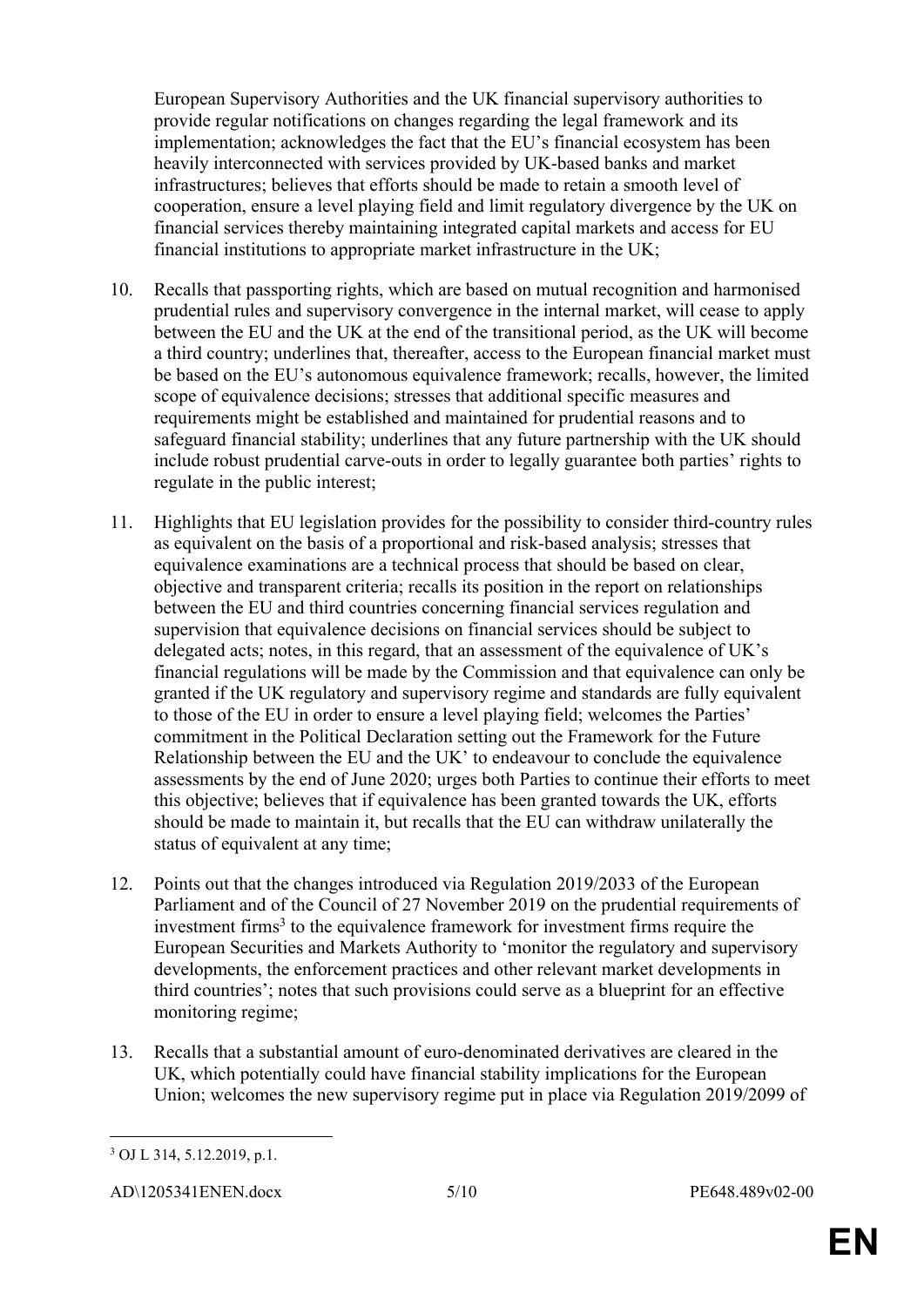European Supervisory Authorities and the UK financial supervisory authorities to provide regular notifications on changes regarding the legal framework and its implementation; acknowledges the fact that the EU's financial ecosystem has been heavily interconnected with services provided by UK-based banks and market infrastructures; believes that efforts should be made to retain a smooth level of cooperation, ensure a level playing field and limit regulatory divergence by the UK on financial services thereby maintaining integrated capital markets and access for EU financial institutions to appropriate market infrastructure in the UK;

10. Recalls that passporting rights, which are based on mutual recognition and harmonised prudential rules and supervisory convergence in the internal market, will cease to apply between the EU and the UK at the end of the transitional period, as the UK will become a third country; underlines that, thereafter, access to the European financial market must be based on the EU's autonomous equivalence framework; recalls, however, the limited scope of equivalence decisions; stresses that additional specific measures and requirements might be established and maintained for prudential reasons and to safeguard financial stability; underlines that any future partnership with the UK should include robust prudential carve-outs in order to legally guarantee both parties' rights to regulate in the public interest;

11. Highlights that EU legislation provides for the possibility to consider third-country rules as equivalent on the basis of a proportional and risk-based analysis; stresses that equivalence examinations are a technical process that should be based on clear, objective and transparent criteria; recalls its position in the report on relationships between the EU and third countries concerning financial services regulation and supervision that equivalence decisions on financial services should be subject to delegated acts; notes, in this regard, that an assessment of the equivalence of UK's financial regulations will be made by the Commission and that equivalence can only be granted if the UK regulatory and supervisory regime and standards are fully equivalent to those of the EU in order to ensure a level playing field; welcomes the Parties' commitment in the Political Declaration setting out the Framework for the Future Relationship between the EU and the UK' to endeavour to conclude the equivalence assessments by the end of June 2020; urges both Parties to continue their efforts to meet this objective; believes that if equivalence has been granted towards the UK, efforts should be made to maintain it, but recalls that the EU can withdraw unilaterally the status of equivalent at any time;

12. Points out that the changes introduced via Regulation 2019/2033 of the European Parliament and of the Council of 27 November 2019 on the prudential requirements of investment firms[3] to the equivalence framework for investment firms require the European Securities and Markets Authority to 'monitor the regulatory and supervisory developments, the enforcement practices and other relevant market developments in third countries'; notes that such provisions could serve as a blueprint for an effective monitoring regime;

13. Recalls that a substantial amount of euro-denominated derivatives are cleared in the UK, which potentially could have financial stability implications for the European Union; welcomes the new supervisory regime put in place via Regulation 2019/2099 of

[3] OJ L 314, 5.12.2019, p.1.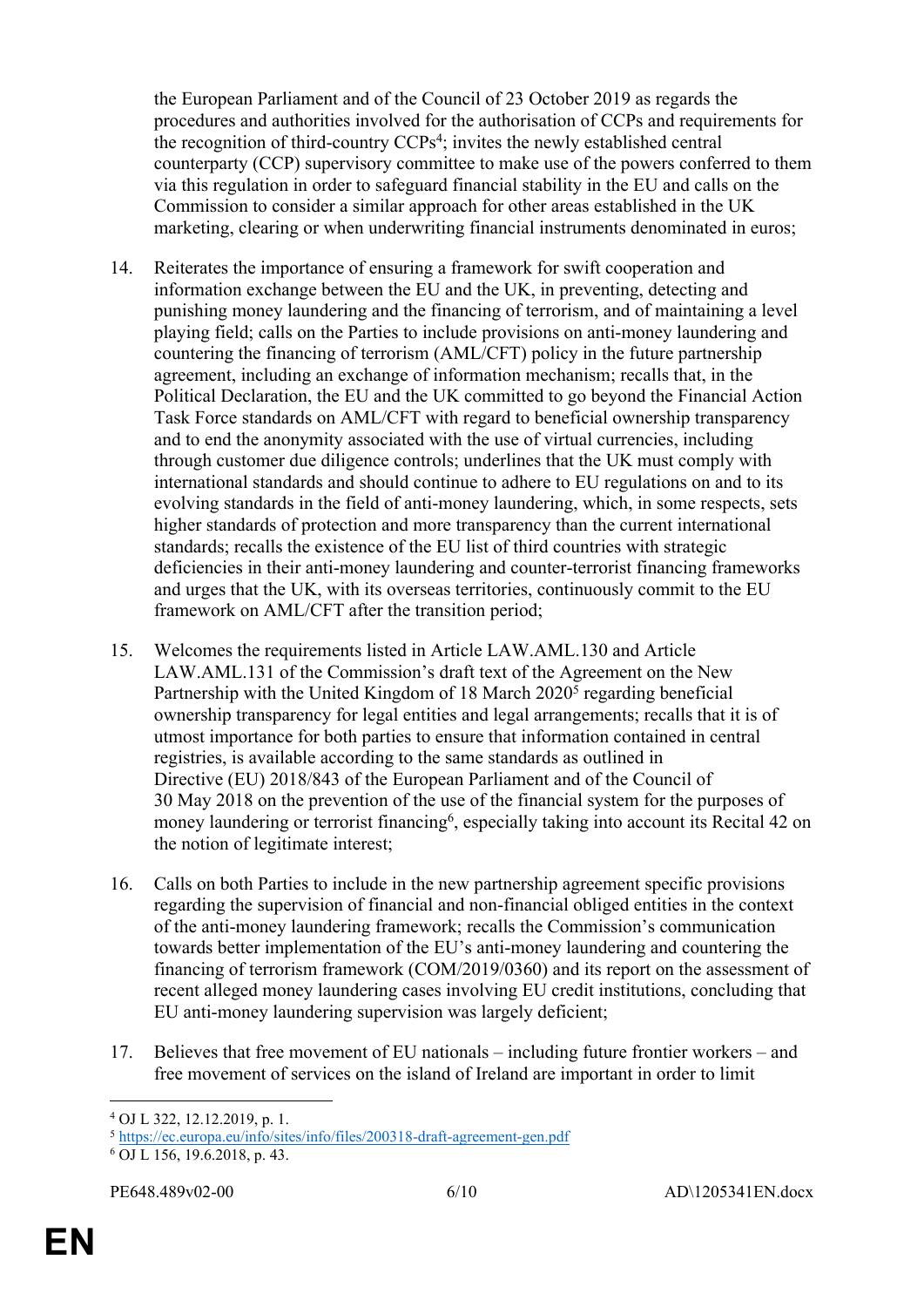the European Parliament and of the Council of 23 October 2019 as regards the procedures and authorities involved for the authorisation of CCPs and requirements for the recognition of third-country CCPs[4]; invites the newly established central counterparty (CCP) supervisory committee to make use of the powers conferred to them via this regulation in order to safeguard financial stability in the EU and calls on the Commission to consider a similar approach for other areas established in the UK marketing, clearing or when underwriting financial instruments denominated in euros;

14. Reiterates the importance of ensuring a framework for swift cooperation and information exchange between the EU and the UK, in preventing, detecting and punishing money laundering and the financing of terrorism, and of maintaining a level playing field; calls on the Parties to include provisions on anti-money laundering and countering the financing of terrorism (AML/CFT) policy in the future partnership agreement, including an exchange of information mechanism; recalls that, in the Political Declaration, the EU and the UK committed to go beyond the Financial Action Task Force standards on AML/CFT with regard to beneficial ownership transparency and to end the anonymity associated with the use of virtual currencies, including through customer due diligence controls; underlines that the UK must comply with international standards and should continue to adhere to EU regulations on and to its evolving standards in the field of anti-money laundering, which, in some respects, sets higher standards of protection and more transparency than the current international standards; recalls the existence of the EU list of third countries with strategic deficiencies in their anti-money laundering and counter-terrorist financing frameworks and urges that the UK, with its overseas territories, continuously commit to the EU framework on AML/CFT after the transition period;

15. Welcomes the requirements listed in Article LAW.AML.130 and Article LAW.AML.131 of the Commission's draft text of the Agreement on the New Partnership with the United Kingdom of 18 March 2020[5] regarding beneficial ownership transparency for legal entities and legal arrangements; recalls that it is of utmost importance for both parties to ensure that information contained in central registries, is available according to the same standards as outlined in Directive (EU) 2018/843 of the European Parliament and of the Council of 30 May 2018 on the prevention of the use of the financial system for the purposes of money laundering or terrorist financing[6], especially taking into account its Recital 42 on the notion of legitimate interest;

16. Calls on both Parties to include in the new partnership agreement specific provisions regarding the supervision of financial and non-financial obliged entities in the context of the anti-money laundering framework; recalls the Commission's communication towards better implementation of the EU's anti-money laundering and countering the financing of terrorism framework (COM/2019/0360) and its report on the assessment of recent alleged money laundering cases involving EU credit institutions, concluding that EU anti-money laundering supervision was largely deficient;

17. Believes that free movement of EU nationals – including future frontier workers – and free movement of services on the island of Ireland are important in order to limit

---

[4] OJ L 322, 12.12.2019, p. 1.

[5] https://ec.europa.eu/info/sites/info/files/200318-draft-agreement-gen.pdf

[6] OJ L 156, 19.6.2018, p. 43.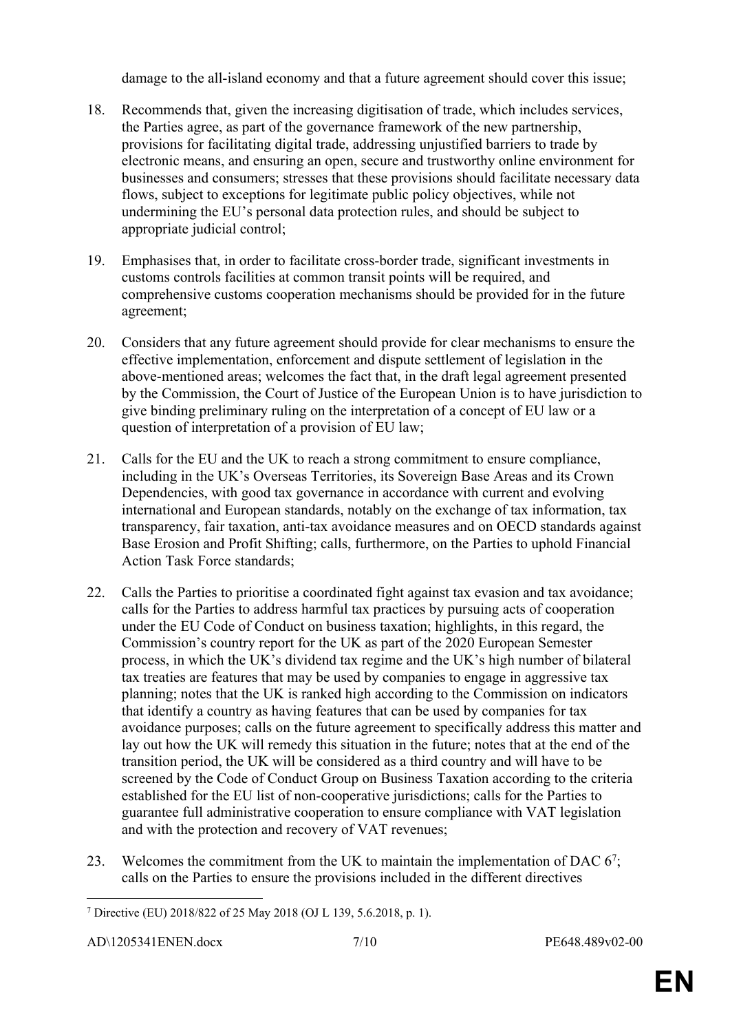damage to the all-island economy and that a future agreement should cover this issue;

18. Recommends that, given the increasing digitisation of trade, which includes services, the Parties agree, as part of the governance framework of the new partnership, provisions for facilitating digital trade, addressing unjustified barriers to trade by electronic means, and ensuring an open, secure and trustworthy online environment for businesses and consumers; stresses that these provisions should facilitate necessary data flows, subject to exceptions for legitimate public policy objectives, while not undermining the EU's personal data protection rules, and should be subject to appropriate judicial control;

19. Emphasises that, in order to facilitate cross-border trade, significant investments in customs controls facilities at common transit points will be required, and comprehensive customs cooperation mechanisms should be provided for in the future agreement;

20. Considers that any future agreement should provide for clear mechanisms to ensure the effective implementation, enforcement and dispute settlement of legislation in the above-mentioned areas; welcomes the fact that, in the draft legal agreement presented by the Commission, the Court of Justice of the European Union is to have jurisdiction to give binding preliminary ruling on the interpretation of a concept of EU law or a question of interpretation of a provision of EU law;

21. Calls for the EU and the UK to reach a strong commitment to ensure compliance, including in the UK's Overseas Territories, its Sovereign Base Areas and its Crown Dependencies, with good tax governance in accordance with current and evolving international and European standards, notably on the exchange of tax information, tax transparency, fair taxation, anti-tax avoidance measures and on OECD standards against Base Erosion and Profit Shifting; calls, furthermore, on the Parties to uphold Financial Action Task Force standards;

22. Calls the Parties to prioritise a coordinated fight against tax evasion and tax avoidance; calls for the Parties to address harmful tax practices by pursuing acts of cooperation under the EU Code of Conduct on business taxation; highlights, in this regard, the Commission's country report for the UK as part of the 2020 European Semester process, in which the UK's dividend tax regime and the UK's high number of bilateral tax treaties are features that may be used by companies to engage in aggressive tax planning; notes that the UK is ranked high according to the Commission on indicators that identify a country as having features that can be used by companies for tax avoidance purposes; calls on the future agreement to specifically address this matter and lay out how the UK will remedy this situation in the future; notes that at the end of the transition period, the UK will be considered as a third country and will have to be screened by the Code of Conduct Group on Business Taxation according to the criteria established for the EU list of non-cooperative jurisdictions; calls for the Parties to guarantee full administrative cooperation to ensure compliance with VAT legislation and with the protection and recovery of VAT revenues;

23. Welcomes the commitment from the UK to maintain the implementation of DAC 6[7]; calls on the Parties to ensure the provisions included in the different directives

---

[7] Directive (EU) 2018/822 of 25 May 2018 (OJ L 139, 5.6.2018, p. 1).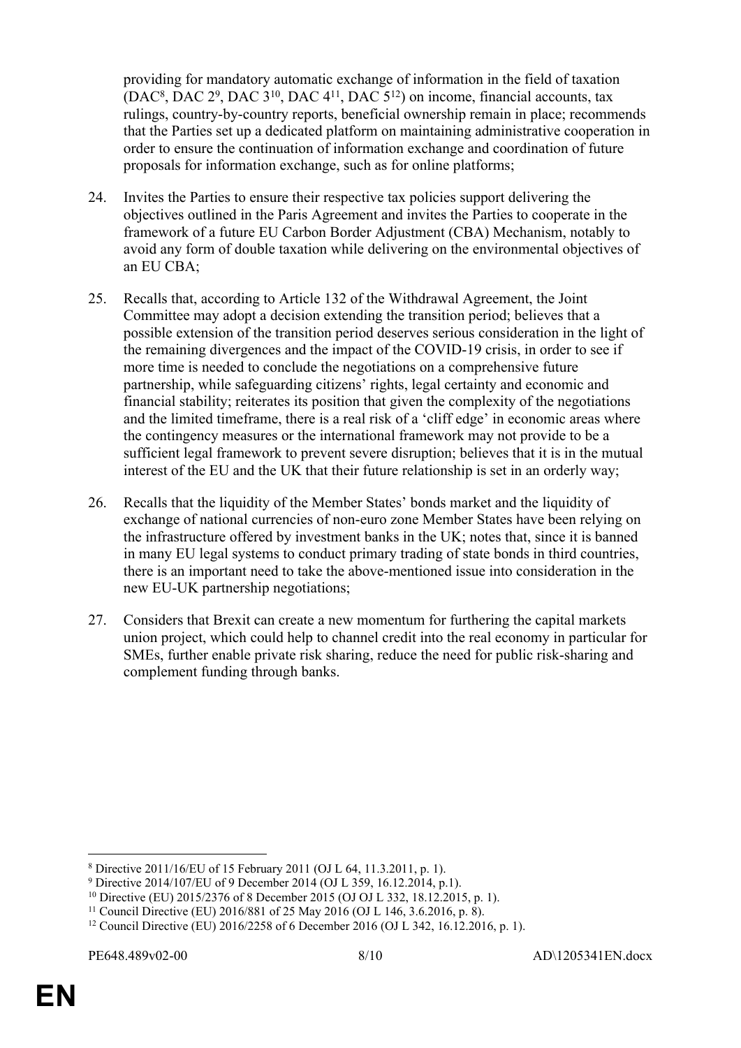providing for mandatory automatic exchange of information in the field of taxation (DAC[8], DAC 2[9], DAC 3[10], DAC 4[11], DAC 5[12]) on income, financial accounts, tax rulings, country-by-country reports, beneficial ownership remain in place; recommends that the Parties set up a dedicated platform on maintaining administrative cooperation in order to ensure the continuation of information exchange and coordination of future proposals for information exchange, such as for online platforms;

24. Invites the Parties to ensure their respective tax policies support delivering the objectives outlined in the Paris Agreement and invites the Parties to cooperate in the framework of a future EU Carbon Border Adjustment (CBA) Mechanism, notably to avoid any form of double taxation while delivering on the environmental objectives of an EU CBA;

25. Recalls that, according to Article 132 of the Withdrawal Agreement, the Joint Committee may adopt a decision extending the transition period; believes that a possible extension of the transition period deserves serious consideration in the light of the remaining divergences and the impact of the COVID-19 crisis, in order to see if more time is needed to conclude the negotiations on a comprehensive future partnership, while safeguarding citizens' rights, legal certainty and economic and financial stability; reiterates its position that given the complexity of the negotiations and the limited timeframe, there is a real risk of a 'cliff edge' in economic areas where the contingency measures or the international framework may not provide to be a sufficient legal framework to prevent severe disruption; believes that it is in the mutual interest of the EU and the UK that their future relationship is set in an orderly way;

26. Recalls that the liquidity of the Member States' bonds market and the liquidity of exchange of national currencies of non-euro zone Member States have been relying on the infrastructure offered by investment banks in the UK; notes that, since it is banned in many EU legal systems to conduct primary trading of state bonds in third countries, there is an important need to take the above-mentioned issue into consideration in the new EU-UK partnership negotiations;

27. Considers that Brexit can create a new momentum for furthering the capital markets union project, which could help to channel credit into the real economy in particular for SMEs, further enable private risk sharing, reduce the need for public risk-sharing and complement funding through banks.

---

[8] Directive 2011/16/EU of 15 February 2011 (OJ L 64, 11.3.2011, p. 1).

[9] Directive 2014/107/EU of 9 December 2014 (OJ L 359, 16.12.2014, p.1).

[10] Directive (EU) 2015/2376 of 8 December 2015 (OJ OJ L 332, 18.12.2015, p. 1).

[11] Council Directive (EU) 2016/881 of 25 May 2016 (OJ L 146, 3.6.2016, p. 8).

[12] Council Directive (EU) 2016/2258 of 6 December 2016 (OJ L 342, 16.12.2016, p. 1).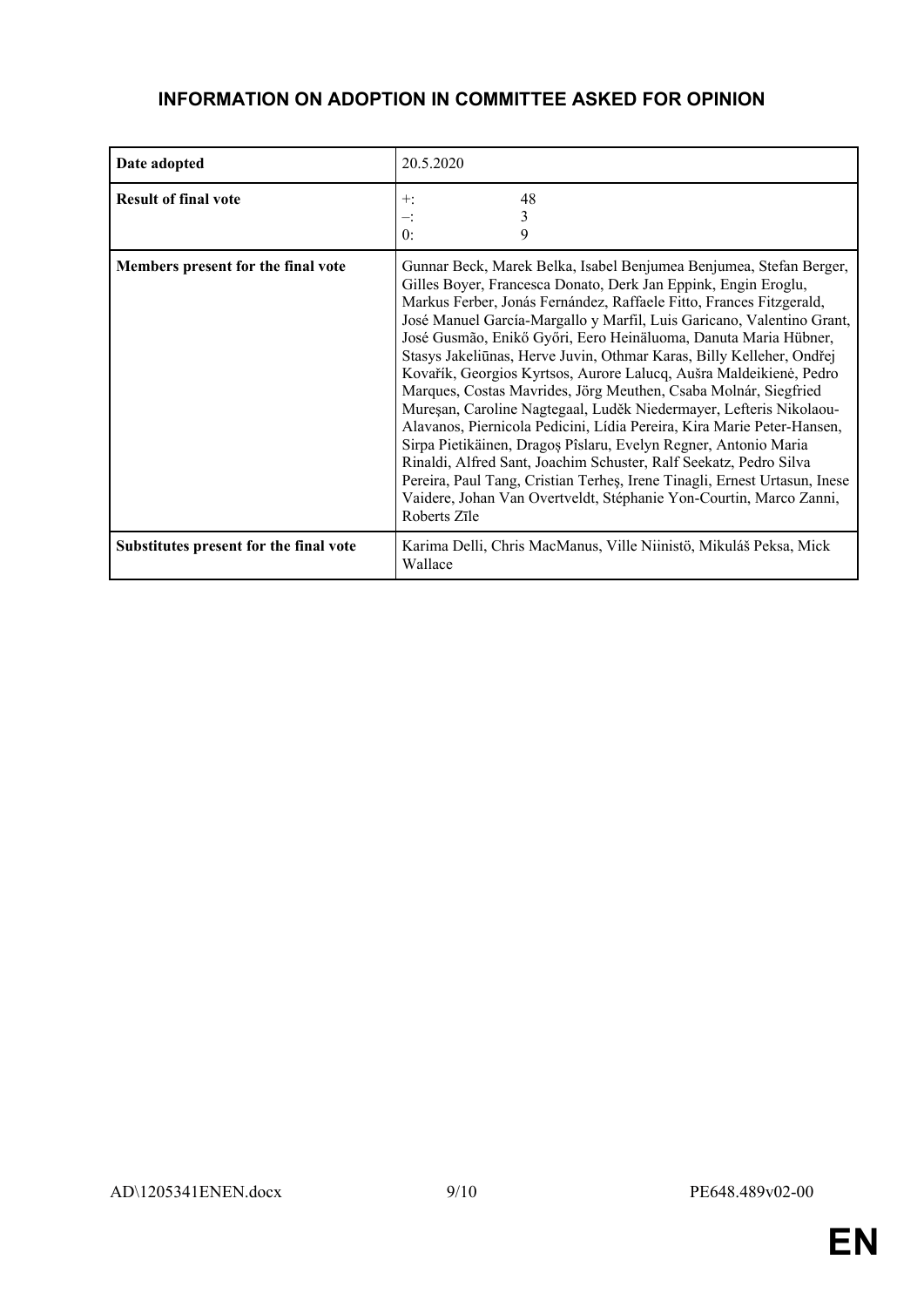## INFORMATION ON ADOPTION IN COMMITTEE ASKED FOR OPINION

| | |
|---|---|
| **Date adopted** | 20.5.2020 |
| **Result of final vote** | +: 48<br>–: 3<br>0: 9 |
| **Members present for the final vote** | Gunnar Beck, Marek Belka, Isabel Benjumea Benjumea, Stefan Berger, Gilles Boyer, Francesca Donato, Derk Jan Eppink, Engin Eroglu, Markus Ferber, Jonás Fernández, Raffaele Fitto, Frances Fitzgerald, José Manuel García-Margallo y Marfil, Luis Garicano, Valentino Grant, José Gusmão, Enikő Győri, Eero Heinäluoma, Danuta Maria Hübner, Stasys Jakeliūnas, Herve Juvin, Othmar Karas, Billy Kelleher, Ondřej Kovařík, Georgios Kyrtsos, Aurore Lalucq, Aušra Maldeikienė, Pedro Marques, Costas Mavrides, Jörg Meuthen, Csaba Molnár, Siegfried Mureşan, Caroline Nagtegaal, Luděk Niedermayer, Lefteris Nikolaou-Alavanos, Piernicola Pedicini, Lídia Pereira, Kira Marie Peter-Hansen, Sirpa Pietikäinen, Dragoş Pîslaru, Evelyn Regner, Antonio Maria Rinaldi, Alfred Sant, Joachim Schuster, Ralf Seekatz, Pedro Silva Pereira, Paul Tang, Cristian Terheş, Irene Tinagli, Ernest Urtasun, Inese Vaidere, Johan Van Overtveldt, Stéphanie Yon-Courtin, Marco Zanni, Roberts Zīle |
| **Substitutes present for the final vote** | Karima Delli, Chris MacManus, Ville Niinistö, Mikuláš Peksa, Mick Wallace |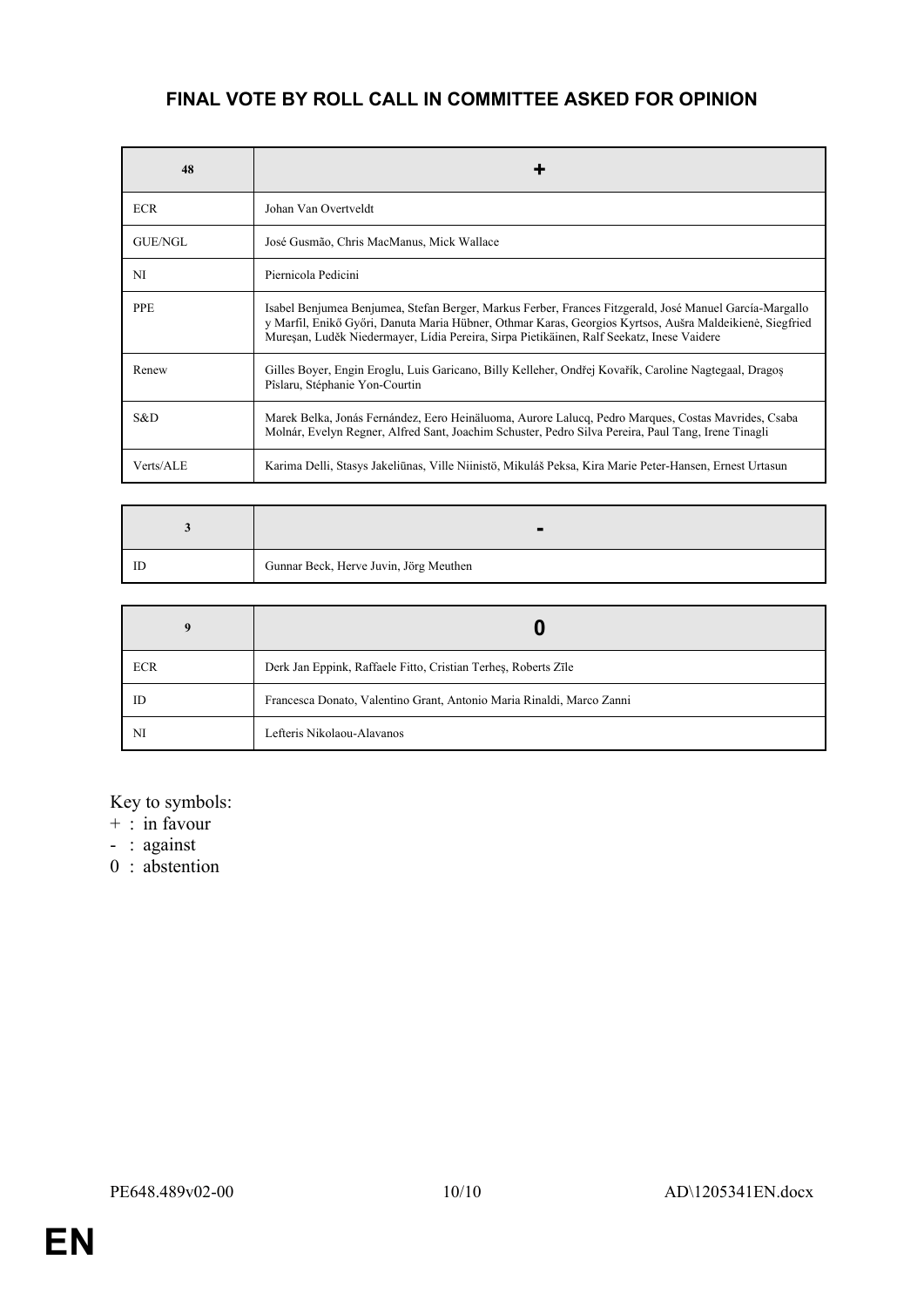## FINAL VOTE BY ROLL CALL IN COMMITTEE ASKED FOR OPINION

| 48 | + |
|---|---|
| ECR | Johan Van Overtveldt |
| GUE/NGL | José Gusmão, Chris MacManus, Mick Wallace |
| NI | Piernicola Pedicini |
| PPE | Isabel Benjumea Benjumea, Stefan Berger, Markus Ferber, Frances Fitzgerald, José Manuel García-Margallo y Marfil, Enikő Győri, Danuta Maria Hübner, Othmar Karas, Georgios Kyrtsos, Aušra Maldeikienė, Siegfried Mureşan, Luděk Niedermayer, Lídia Pereira, Sirpa Pietikäinen, Ralf Seekatz, Inese Vaidere |
| Renew | Gilles Boyer, Engin Eroglu, Luis Garicano, Billy Kelleher, Ondřej Kovařík, Caroline Nagtegaal, Dragoş Pîslaru, Stéphanie Yon-Courtin |
| S&D | Marek Belka, Jonás Fernández, Eero Heinäluoma, Aurore Lalucq, Pedro Marques, Costas Mavrides, Csaba Molnár, Evelyn Regner, Alfred Sant, Joachim Schuster, Pedro Silva Pereira, Paul Tang, Irene Tinagli |
| Verts/ALE | Karima Delli, Stasys Jakeliūnas, Ville Niinistö, Mikuláš Peksa, Kira Marie Peter-Hansen, Ernest Urtasun |

| 3 | - |
|---|---|
| ID | Gunnar Beck, Herve Juvin, Jörg Meuthen |

| 9 | 0 |
|---|---|
| ECR | Derk Jan Eppink, Raffaele Fitto, Cristian Terheş, Roberts Zīle |
| ID | Francesca Donato, Valentino Grant, Antonio Maria Rinaldi, Marco Zanni |
| NI | Lefteris Nikolaou-Alavanos |

Key to symbols:
+ : in favour
- : against
0 : abstention